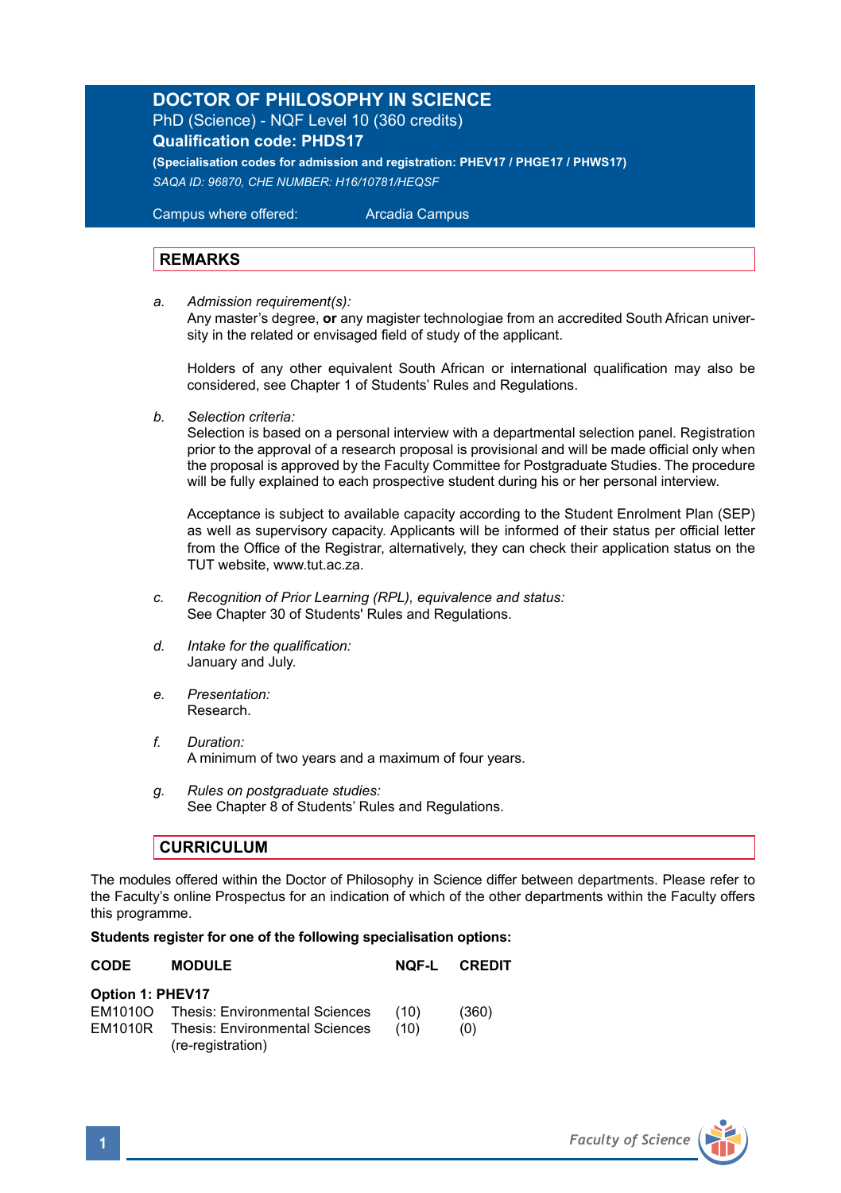# DOCTOR OF PHILOSOPHY IN SCIENCE

PhD (Science) - NQF Level 10 (360 credits)

**Qualification code: PHDS17**

**(Specialisation codes for admission and registration: PHEV17 / PHGE17 / PHWS17)**

*SAQA ID: 96870, CHE NUMBER: H16/10781/HEQSF*

Campus where offered: Arcadia Campus

## REMARKS

a. *Admission requirement(s):*
   Any master's degree, **or** any magister technologiae from an accredited South African university in the related or envisaged field of study of the applicant.

   Holders of any other equivalent South African or international qualification may also be considered, see Chapter 1 of Students' Rules and Regulations.

b. *Selection criteria:*
   Selection is based on a personal interview with a departmental selection panel. Registration prior to the approval of a research proposal is provisional and will be made official only when the proposal is approved by the Faculty Committee for Postgraduate Studies. The procedure will be fully explained to each prospective student during his or her personal interview.

   Acceptance is subject to available capacity according to the Student Enrolment Plan (SEP) as well as supervisory capacity. Applicants will be informed of their status per official letter from the Office of the Registrar, alternatively, they can check their application status on the TUT website, www.tut.ac.za.

c. *Recognition of Prior Learning (RPL), equivalence and status:*
   See Chapter 30 of Students' Rules and Regulations.

d. *Intake for the qualification:*
   January and July.

e. *Presentation:*
   Research.

f. *Duration:*
   A minimum of two years and a maximum of four years.

g. *Rules on postgraduate studies:*
   See Chapter 8 of Students' Rules and Regulations.

## CURRICULUM

The modules offered within the Doctor of Philosophy in Science differ between departments. Please refer to the Faculty's online Prospectus for an indication of which of the other departments within the Faculty offers this programme.

**Students register for one of the following specialisation options:**

| CODE | MODULE | NQF-L | CREDIT |
|---|---|---|---|
| **Option 1: PHEV17** | | | |
| EM1010O | Thesis: Environmental Sciences | (10) | (360) |
| EM1010R | Thesis: Environmental Sciences (re-registration) | (10) | (0) |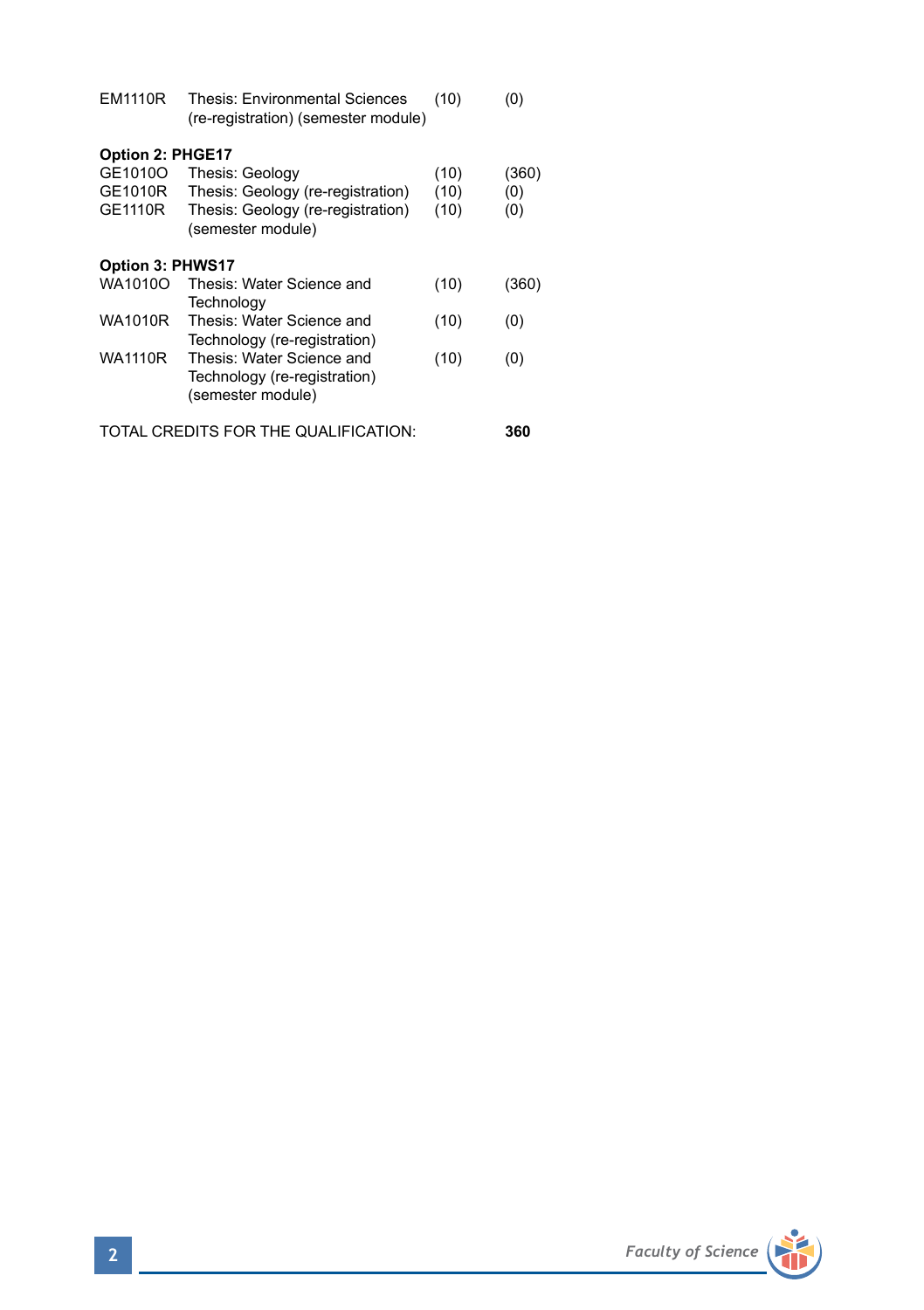| | | | |
|---|---|---|---|
| EM1110R | Thesis: Environmental Sciences (re-registration) (semester module) | (10) | (0) |

**Option 2: PHGE17**

| | | | |
|---|---|---|---|
| GE1010O | Thesis: Geology | (10) | (360) |
| GE1010R | Thesis: Geology (re-registration) | (10) | (0) |
| GE1110R | Thesis: Geology (re-registration) (semester module) | (10) | (0) |

**Option 3: PHWS17**

| | | | |
|---|---|---|---|
| WA1010O | Thesis: Water Science and Technology | (10) | (360) |
| WA1010R | Thesis: Water Science and Technology (re-registration) | (10) | (0) |
| WA1110R | Thesis: Water Science and Technology (re-registration) (semester module) | (10) | (0) |

TOTAL CREDITS FOR THE QUALIFICATION: **360**